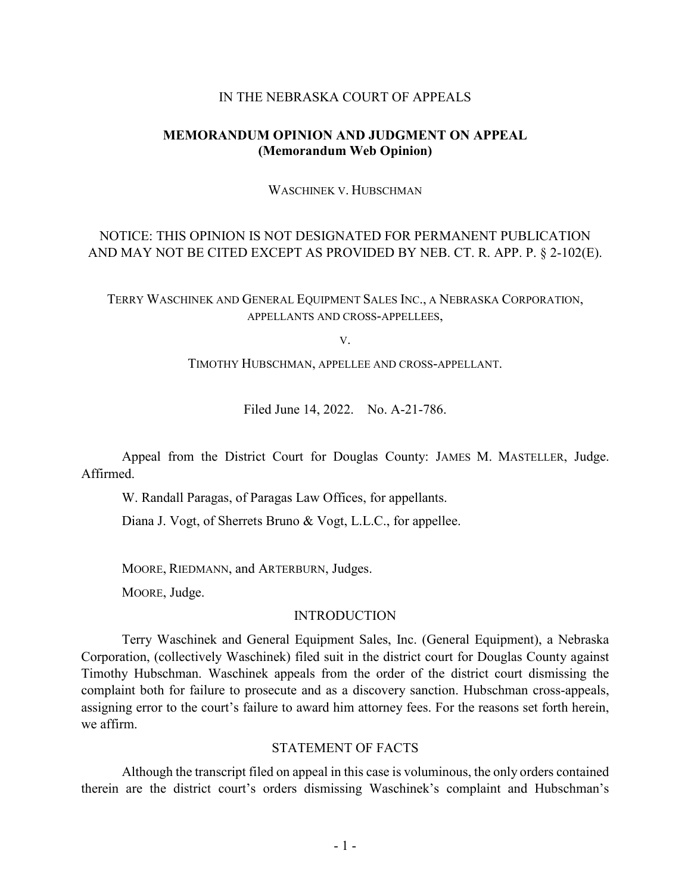IN THE NEBRASKA COURT OF APPEALS

**MEMORANDUM OPINION AND JUDGMENT ON APPEAL**
**(Memorandum Web Opinion)**

WASCHINEK V. HUBSCHMAN

NOTICE: THIS OPINION IS NOT DESIGNATED FOR PERMANENT PUBLICATION AND MAY NOT BE CITED EXCEPT AS PROVIDED BY NEB. CT. R. APP. P. § 2-102(E).

TERRY WASCHINEK AND GENERAL EQUIPMENT SALES INC., A NEBRASKA CORPORATION, APPELLANTS AND CROSS-APPELLEES,

V.

TIMOTHY HUBSCHMAN, APPELLEE AND CROSS-APPELLANT.

Filed June 14, 2022. No. A-21-786.

Appeal from the District Court for Douglas County: JAMES M. MASTELLER, Judge. Affirmed.

W. Randall Paragas, of Paragas Law Offices, for appellants.

Diana J. Vogt, of Sherrets Bruno & Vogt, L.L.C., for appellee.

MOORE, RIEDMANN, and ARTERBURN, Judges.

MOORE, Judge.

## INTRODUCTION

Terry Waschinek and General Equipment Sales, Inc. (General Equipment), a Nebraska Corporation, (collectively Waschinek) filed suit in the district court for Douglas County against Timothy Hubschman. Waschinek appeals from the order of the district court dismissing the complaint both for failure to prosecute and as a discovery sanction. Hubschman cross-appeals, assigning error to the court's failure to award him attorney fees. For the reasons set forth herein, we affirm.

## STATEMENT OF FACTS

Although the transcript filed on appeal in this case is voluminous, the only orders contained therein are the district court's orders dismissing Waschinek's complaint and Hubschman's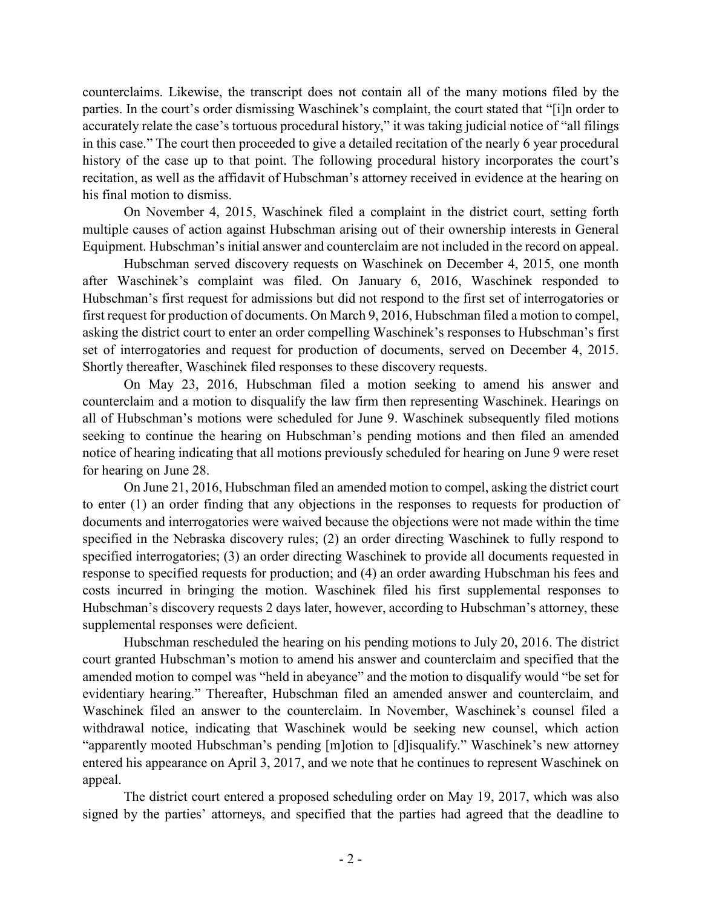counterclaims. Likewise, the transcript does not contain all of the many motions filed by the parties. In the court's order dismissing Waschinek's complaint, the court stated that "[i]n order to accurately relate the case's tortuous procedural history," it was taking judicial notice of "all filings in this case." The court then proceeded to give a detailed recitation of the nearly 6 year procedural history of the case up to that point. The following procedural history incorporates the court's recitation, as well as the affidavit of Hubschman's attorney received in evidence at the hearing on his final motion to dismiss.

On November 4, 2015, Waschinek filed a complaint in the district court, setting forth multiple causes of action against Hubschman arising out of their ownership interests in General Equipment. Hubschman's initial answer and counterclaim are not included in the record on appeal.

Hubschman served discovery requests on Waschinek on December 4, 2015, one month after Waschinek's complaint was filed. On January 6, 2016, Waschinek responded to Hubschman's first request for admissions but did not respond to the first set of interrogatories or first request for production of documents. On March 9, 2016, Hubschman filed a motion to compel, asking the district court to enter an order compelling Waschinek's responses to Hubschman's first set of interrogatories and request for production of documents, served on December 4, 2015. Shortly thereafter, Waschinek filed responses to these discovery requests.

On May 23, 2016, Hubschman filed a motion seeking to amend his answer and counterclaim and a motion to disqualify the law firm then representing Waschinek. Hearings on all of Hubschman's motions were scheduled for June 9. Waschinek subsequently filed motions seeking to continue the hearing on Hubschman's pending motions and then filed an amended notice of hearing indicating that all motions previously scheduled for hearing on June 9 were reset for hearing on June 28.

On June 21, 2016, Hubschman filed an amended motion to compel, asking the district court to enter (1) an order finding that any objections in the responses to requests for production of documents and interrogatories were waived because the objections were not made within the time specified in the Nebraska discovery rules; (2) an order directing Waschinek to fully respond to specified interrogatories; (3) an order directing Waschinek to provide all documents requested in response to specified requests for production; and (4) an order awarding Hubschman his fees and costs incurred in bringing the motion. Waschinek filed his first supplemental responses to Hubschman's discovery requests 2 days later, however, according to Hubschman's attorney, these supplemental responses were deficient.

Hubschman rescheduled the hearing on his pending motions to July 20, 2016. The district court granted Hubschman's motion to amend his answer and counterclaim and specified that the amended motion to compel was "held in abeyance" and the motion to disqualify would "be set for evidentiary hearing." Thereafter, Hubschman filed an amended answer and counterclaim, and Waschinek filed an answer to the counterclaim. In November, Waschinek's counsel filed a withdrawal notice, indicating that Waschinek would be seeking new counsel, which action "apparently mooted Hubschman's pending [m]otion to [d]isqualify." Waschinek's new attorney entered his appearance on April 3, 2017, and we note that he continues to represent Waschinek on appeal.

The district court entered a proposed scheduling order on May 19, 2017, which was also signed by the parties' attorneys, and specified that the parties had agreed that the deadline to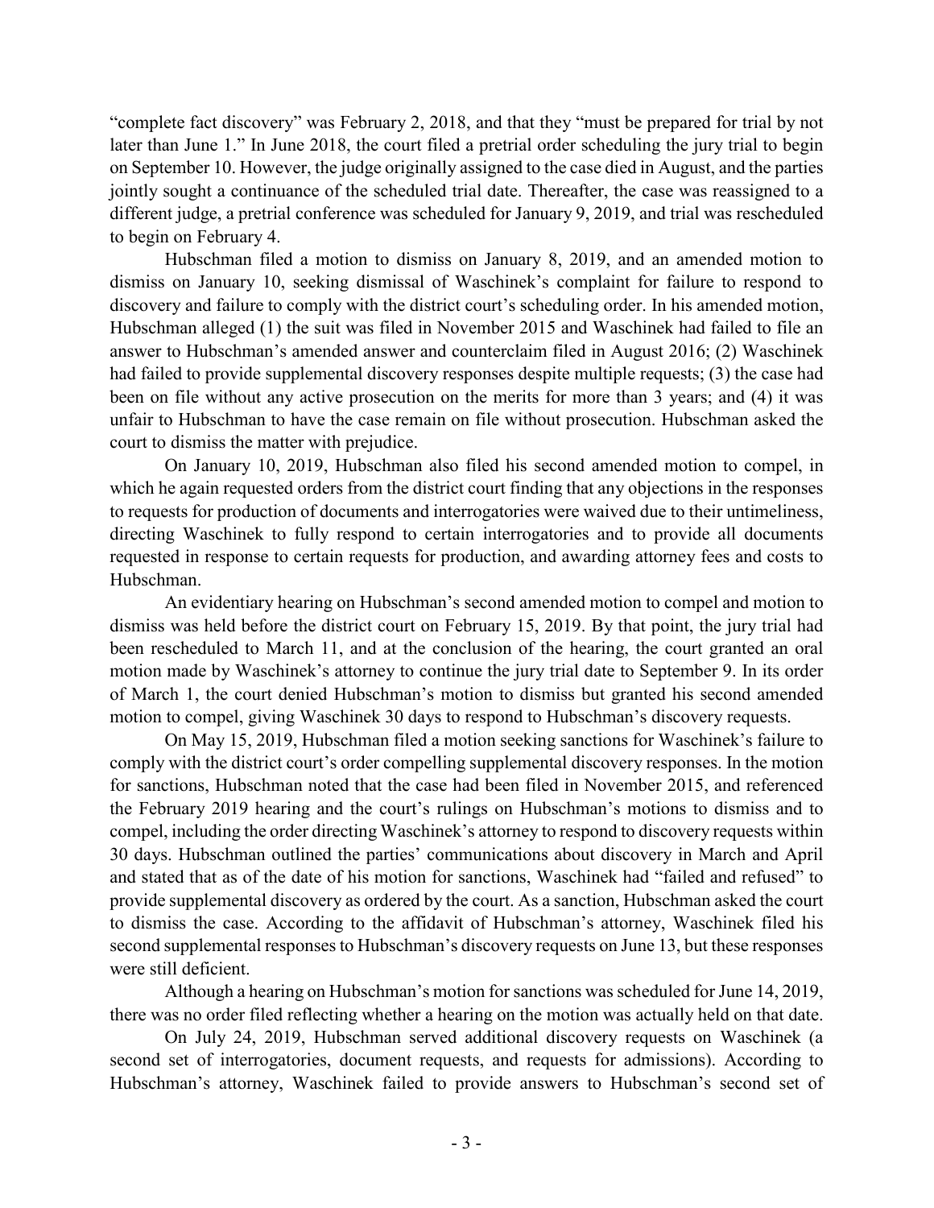"complete fact discovery" was February 2, 2018, and that they "must be prepared for trial by not later than June 1." In June 2018, the court filed a pretrial order scheduling the jury trial to begin on September 10. However, the judge originally assigned to the case died in August, and the parties jointly sought a continuance of the scheduled trial date. Thereafter, the case was reassigned to a different judge, a pretrial conference was scheduled for January 9, 2019, and trial was rescheduled to begin on February 4.

Hubschman filed a motion to dismiss on January 8, 2019, and an amended motion to dismiss on January 10, seeking dismissal of Waschinek's complaint for failure to respond to discovery and failure to comply with the district court's scheduling order. In his amended motion, Hubschman alleged (1) the suit was filed in November 2015 and Waschinek had failed to file an answer to Hubschman's amended answer and counterclaim filed in August 2016; (2) Waschinek had failed to provide supplemental discovery responses despite multiple requests; (3) the case had been on file without any active prosecution on the merits for more than 3 years; and (4) it was unfair to Hubschman to have the case remain on file without prosecution. Hubschman asked the court to dismiss the matter with prejudice.

On January 10, 2019, Hubschman also filed his second amended motion to compel, in which he again requested orders from the district court finding that any objections in the responses to requests for production of documents and interrogatories were waived due to their untimeliness, directing Waschinek to fully respond to certain interrogatories and to provide all documents requested in response to certain requests for production, and awarding attorney fees and costs to Hubschman.

An evidentiary hearing on Hubschman's second amended motion to compel and motion to dismiss was held before the district court on February 15, 2019. By that point, the jury trial had been rescheduled to March 11, and at the conclusion of the hearing, the court granted an oral motion made by Waschinek's attorney to continue the jury trial date to September 9. In its order of March 1, the court denied Hubschman's motion to dismiss but granted his second amended motion to compel, giving Waschinek 30 days to respond to Hubschman's discovery requests.

On May 15, 2019, Hubschman filed a motion seeking sanctions for Waschinek's failure to comply with the district court's order compelling supplemental discovery responses. In the motion for sanctions, Hubschman noted that the case had been filed in November 2015, and referenced the February 2019 hearing and the court's rulings on Hubschman's motions to dismiss and to compel, including the order directing Waschinek's attorney to respond to discovery requests within 30 days. Hubschman outlined the parties' communications about discovery in March and April and stated that as of the date of his motion for sanctions, Waschinek had "failed and refused" to provide supplemental discovery as ordered by the court. As a sanction, Hubschman asked the court to dismiss the case. According to the affidavit of Hubschman's attorney, Waschinek filed his second supplemental responses to Hubschman's discovery requests on June 13, but these responses were still deficient.

Although a hearing on Hubschman's motion for sanctions was scheduled for June 14, 2019, there was no order filed reflecting whether a hearing on the motion was actually held on that date.

On July 24, 2019, Hubschman served additional discovery requests on Waschinek (a second set of interrogatories, document requests, and requests for admissions). According to Hubschman's attorney, Waschinek failed to provide answers to Hubschman's second set of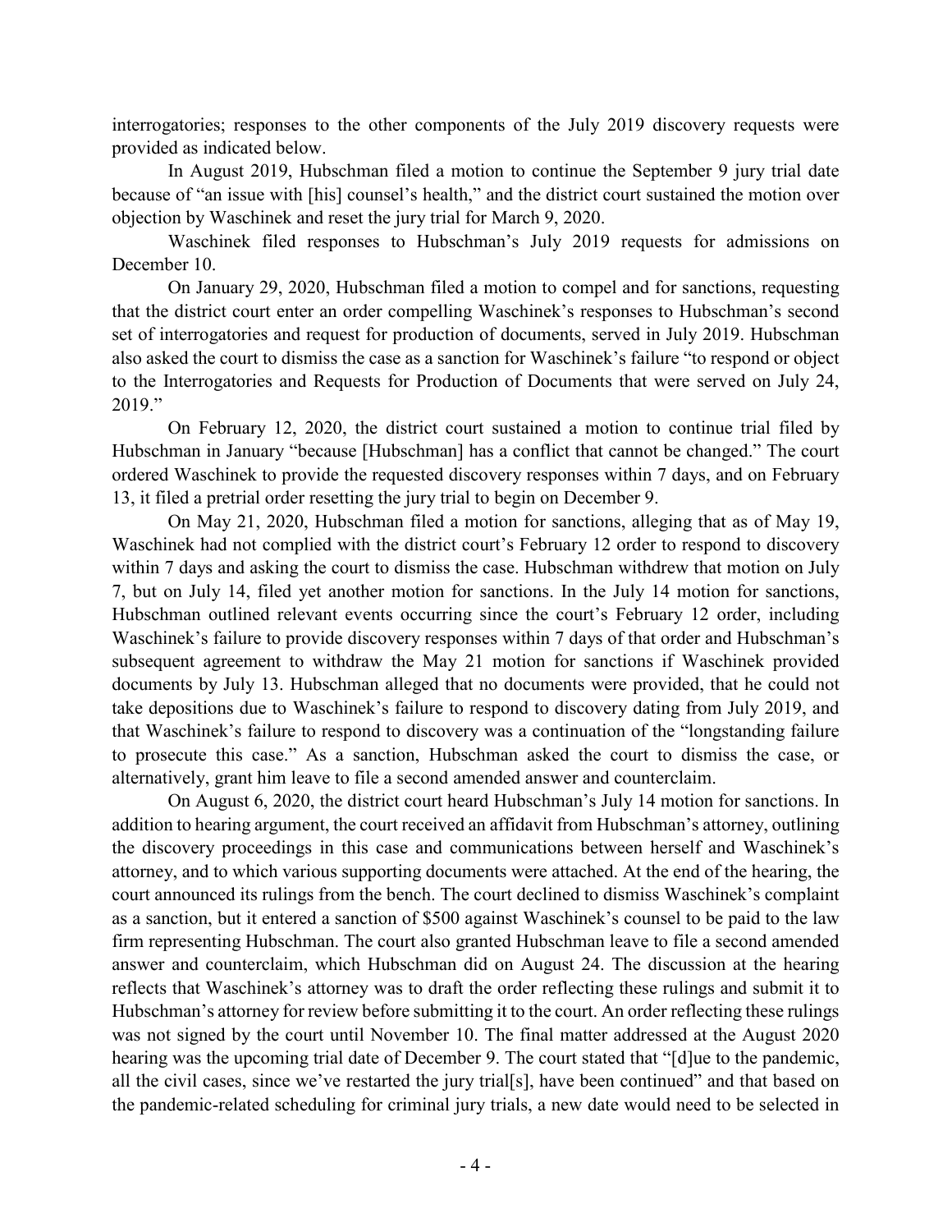interrogatories; responses to the other components of the July 2019 discovery requests were provided as indicated below.

In August 2019, Hubschman filed a motion to continue the September 9 jury trial date because of "an issue with [his] counsel's health," and the district court sustained the motion over objection by Waschinek and reset the jury trial for March 9, 2020.

Waschinek filed responses to Hubschman's July 2019 requests for admissions on December 10.

On January 29, 2020, Hubschman filed a motion to compel and for sanctions, requesting that the district court enter an order compelling Waschinek's responses to Hubschman's second set of interrogatories and request for production of documents, served in July 2019. Hubschman also asked the court to dismiss the case as a sanction for Waschinek's failure "to respond or object to the Interrogatories and Requests for Production of Documents that were served on July 24, 2019."

On February 12, 2020, the district court sustained a motion to continue trial filed by Hubschman in January "because [Hubschman] has a conflict that cannot be changed." The court ordered Waschinek to provide the requested discovery responses within 7 days, and on February 13, it filed a pretrial order resetting the jury trial to begin on December 9.

On May 21, 2020, Hubschman filed a motion for sanctions, alleging that as of May 19, Waschinek had not complied with the district court's February 12 order to respond to discovery within 7 days and asking the court to dismiss the case. Hubschman withdrew that motion on July 7, but on July 14, filed yet another motion for sanctions. In the July 14 motion for sanctions, Hubschman outlined relevant events occurring since the court's February 12 order, including Waschinek's failure to provide discovery responses within 7 days of that order and Hubschman's subsequent agreement to withdraw the May 21 motion for sanctions if Waschinek provided documents by July 13. Hubschman alleged that no documents were provided, that he could not take depositions due to Waschinek's failure to respond to discovery dating from July 2019, and that Waschinek's failure to respond to discovery was a continuation of the "longstanding failure to prosecute this case." As a sanction, Hubschman asked the court to dismiss the case, or alternatively, grant him leave to file a second amended answer and counterclaim.

On August 6, 2020, the district court heard Hubschman's July 14 motion for sanctions. In addition to hearing argument, the court received an affidavit from Hubschman's attorney, outlining the discovery proceedings in this case and communications between herself and Waschinek's attorney, and to which various supporting documents were attached. At the end of the hearing, the court announced its rulings from the bench. The court declined to dismiss Waschinek's complaint as a sanction, but it entered a sanction of $500 against Waschinek's counsel to be paid to the law firm representing Hubschman. The court also granted Hubschman leave to file a second amended answer and counterclaim, which Hubschman did on August 24. The discussion at the hearing reflects that Waschinek's attorney was to draft the order reflecting these rulings and submit it to Hubschman's attorney for review before submitting it to the court. An order reflecting these rulings was not signed by the court until November 10. The final matter addressed at the August 2020 hearing was the upcoming trial date of December 9. The court stated that "[d]ue to the pandemic, all the civil cases, since we've restarted the jury trial[s], have been continued" and that based on the pandemic-related scheduling for criminal jury trials, a new date would need to be selected in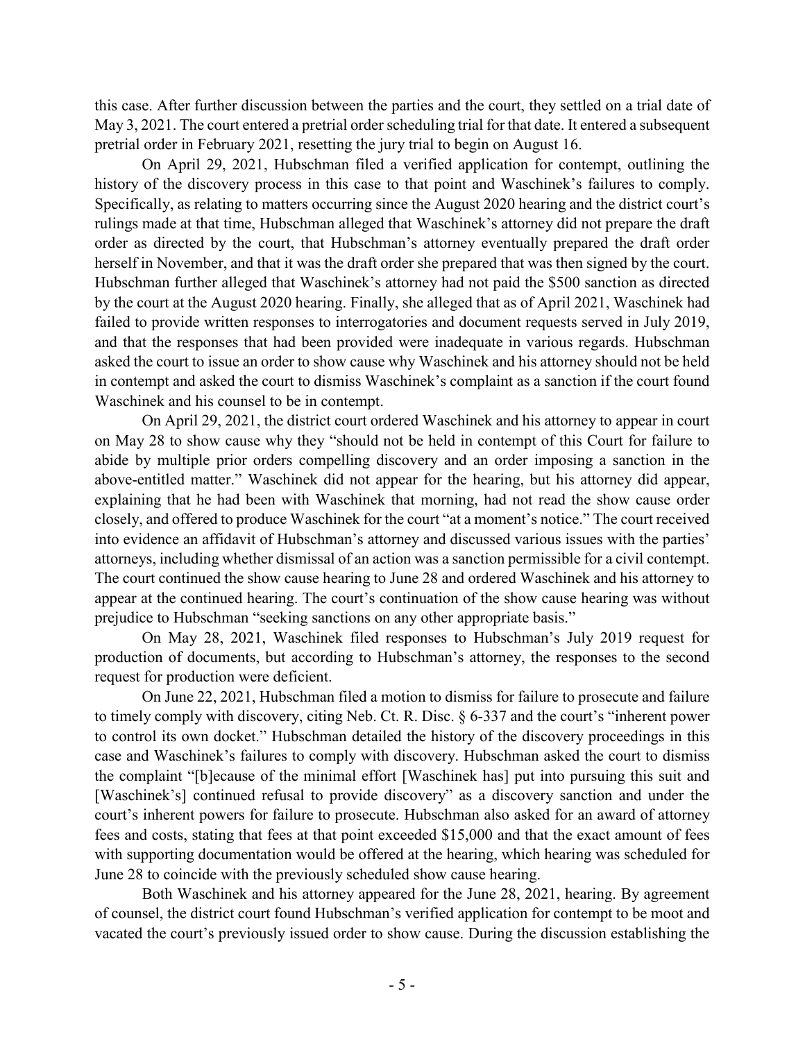this case. After further discussion between the parties and the court, they settled on a trial date of May 3, 2021. The court entered a pretrial order scheduling trial for that date. It entered a subsequent pretrial order in February 2021, resetting the jury trial to begin on August 16.

On April 29, 2021, Hubschman filed a verified application for contempt, outlining the history of the discovery process in this case to that point and Waschinek's failures to comply. Specifically, as relating to matters occurring since the August 2020 hearing and the district court's rulings made at that time, Hubschman alleged that Waschinek's attorney did not prepare the draft order as directed by the court, that Hubschman's attorney eventually prepared the draft order herself in November, and that it was the draft order she prepared that was then signed by the court. Hubschman further alleged that Waschinek's attorney had not paid the $500 sanction as directed by the court at the August 2020 hearing. Finally, she alleged that as of April 2021, Waschinek had failed to provide written responses to interrogatories and document requests served in July 2019, and that the responses that had been provided were inadequate in various regards. Hubschman asked the court to issue an order to show cause why Waschinek and his attorney should not be held in contempt and asked the court to dismiss Waschinek's complaint as a sanction if the court found Waschinek and his counsel to be in contempt.

On April 29, 2021, the district court ordered Waschinek and his attorney to appear in court on May 28 to show cause why they "should not be held in contempt of this Court for failure to abide by multiple prior orders compelling discovery and an order imposing a sanction in the above-entitled matter." Waschinek did not appear for the hearing, but his attorney did appear, explaining that he had been with Waschinek that morning, had not read the show cause order closely, and offered to produce Waschinek for the court "at a moment's notice." The court received into evidence an affidavit of Hubschman's attorney and discussed various issues with the parties' attorneys, including whether dismissal of an action was a sanction permissible for a civil contempt. The court continued the show cause hearing to June 28 and ordered Waschinek and his attorney to appear at the continued hearing. The court's continuation of the show cause hearing was without prejudice to Hubschman "seeking sanctions on any other appropriate basis."

On May 28, 2021, Waschinek filed responses to Hubschman's July 2019 request for production of documents, but according to Hubschman's attorney, the responses to the second request for production were deficient.

On June 22, 2021, Hubschman filed a motion to dismiss for failure to prosecute and failure to timely comply with discovery, citing Neb. Ct. R. Disc. § 6-337 and the court's "inherent power to control its own docket." Hubschman detailed the history of the discovery proceedings in this case and Waschinek's failures to comply with discovery. Hubschman asked the court to dismiss the complaint "[b]ecause of the minimal effort [Waschinek has] put into pursuing this suit and [Waschinek's] continued refusal to provide discovery" as a discovery sanction and under the court's inherent powers for failure to prosecute. Hubschman also asked for an award of attorney fees and costs, stating that fees at that point exceeded $15,000 and that the exact amount of fees with supporting documentation would be offered at the hearing, which hearing was scheduled for June 28 to coincide with the previously scheduled show cause hearing.

Both Waschinek and his attorney appeared for the June 28, 2021, hearing. By agreement of counsel, the district court found Hubschman's verified application for contempt to be moot and vacated the court's previously issued order to show cause. During the discussion establishing the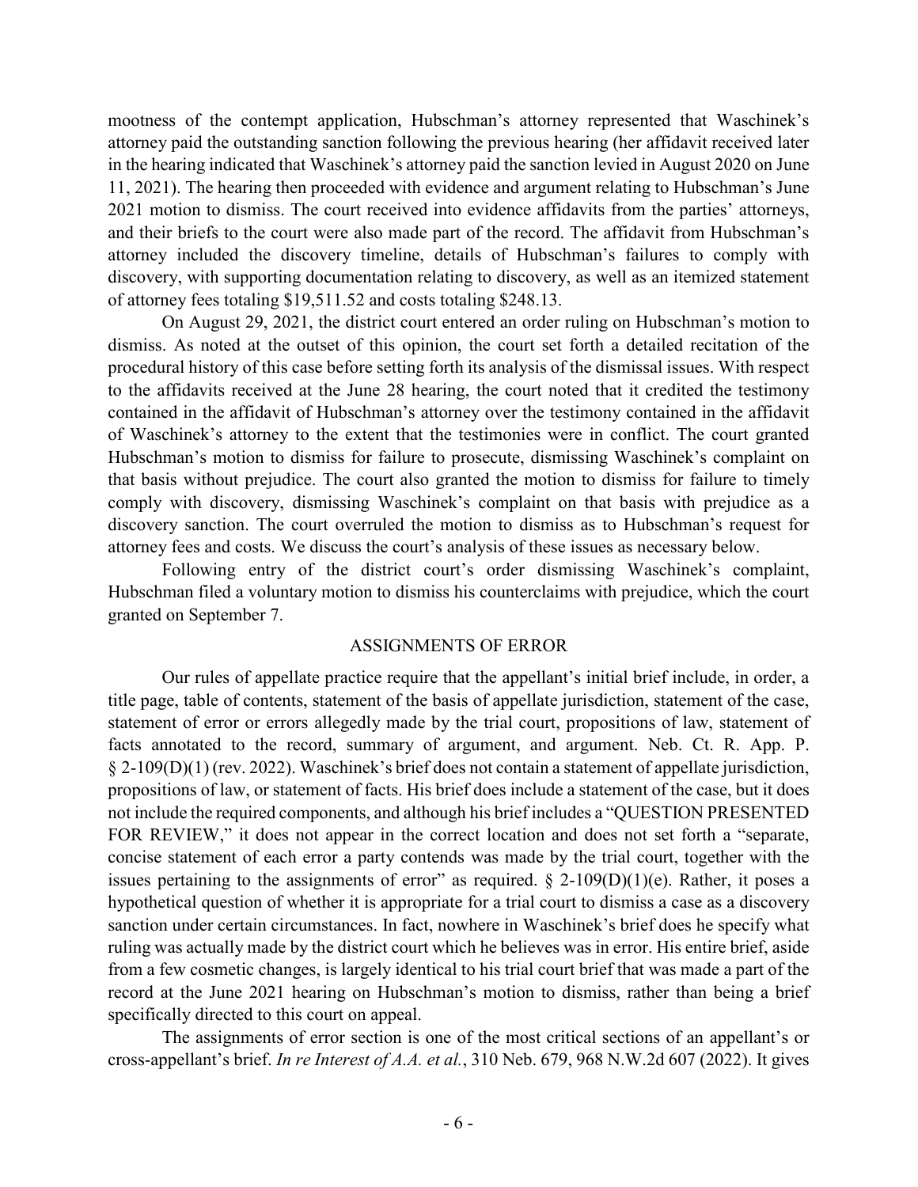mootness of the contempt application, Hubschman's attorney represented that Waschinek's attorney paid the outstanding sanction following the previous hearing (her affidavit received later in the hearing indicated that Waschinek's attorney paid the sanction levied in August 2020 on June 11, 2021). The hearing then proceeded with evidence and argument relating to Hubschman's June 2021 motion to dismiss. The court received into evidence affidavits from the parties' attorneys, and their briefs to the court were also made part of the record. The affidavit from Hubschman's attorney included the discovery timeline, details of Hubschman's failures to comply with discovery, with supporting documentation relating to discovery, as well as an itemized statement of attorney fees totaling $19,511.52 and costs totaling $248.13.

On August 29, 2021, the district court entered an order ruling on Hubschman's motion to dismiss. As noted at the outset of this opinion, the court set forth a detailed recitation of the procedural history of this case before setting forth its analysis of the dismissal issues. With respect to the affidavits received at the June 28 hearing, the court noted that it credited the testimony contained in the affidavit of Hubschman's attorney over the testimony contained in the affidavit of Waschinek's attorney to the extent that the testimonies were in conflict. The court granted Hubschman's motion to dismiss for failure to prosecute, dismissing Waschinek's complaint on that basis without prejudice. The court also granted the motion to dismiss for failure to timely comply with discovery, dismissing Waschinek's complaint on that basis with prejudice as a discovery sanction. The court overruled the motion to dismiss as to Hubschman's request for attorney fees and costs. We discuss the court's analysis of these issues as necessary below.

Following entry of the district court's order dismissing Waschinek's complaint, Hubschman filed a voluntary motion to dismiss his counterclaims with prejudice, which the court granted on September 7.

## ASSIGNMENTS OF ERROR

Our rules of appellate practice require that the appellant's initial brief include, in order, a title page, table of contents, statement of the basis of appellate jurisdiction, statement of the case, statement of error or errors allegedly made by the trial court, propositions of law, statement of facts annotated to the record, summary of argument, and argument. Neb. Ct. R. App. P. § 2-109(D)(1) (rev. 2022). Waschinek's brief does not contain a statement of appellate jurisdiction, propositions of law, or statement of facts. His brief does include a statement of the case, but it does not include the required components, and although his brief includes a "QUESTION PRESENTED FOR REVIEW," it does not appear in the correct location and does not set forth a "separate, concise statement of each error a party contends was made by the trial court, together with the issues pertaining to the assignments of error" as required. § 2-109(D)(1)(e). Rather, it poses a hypothetical question of whether it is appropriate for a trial court to dismiss a case as a discovery sanction under certain circumstances. In fact, nowhere in Waschinek's brief does he specify what ruling was actually made by the district court which he believes was in error. His entire brief, aside from a few cosmetic changes, is largely identical to his trial court brief that was made a part of the record at the June 2021 hearing on Hubschman's motion to dismiss, rather than being a brief specifically directed to this court on appeal.

The assignments of error section is one of the most critical sections of an appellant's or cross-appellant's brief. *In re Interest of A.A. et al.*, 310 Neb. 679, 968 N.W.2d 607 (2022). It gives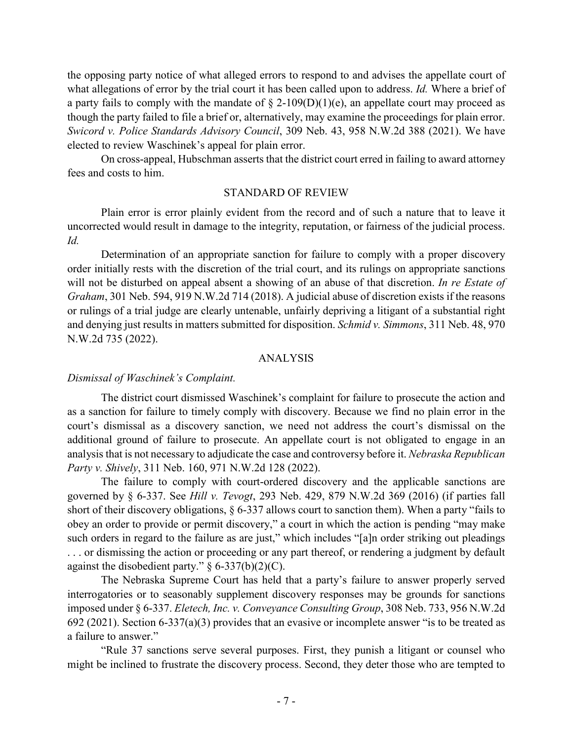the opposing party notice of what alleged errors to respond to and advises the appellate court of what allegations of error by the trial court it has been called upon to address. *Id.* Where a brief of a party fails to comply with the mandate of § 2-109(D)(1)(e), an appellate court may proceed as though the party failed to file a brief or, alternatively, may examine the proceedings for plain error. *Swicord v. Police Standards Advisory Council*, 309 Neb. 43, 958 N.W.2d 388 (2021). We have elected to review Waschinek's appeal for plain error.

On cross-appeal, Hubschman asserts that the district court erred in failing to award attorney fees and costs to him.

## STANDARD OF REVIEW

Plain error is error plainly evident from the record and of such a nature that to leave it uncorrected would result in damage to the integrity, reputation, or fairness of the judicial process. *Id.*

Determination of an appropriate sanction for failure to comply with a proper discovery order initially rests with the discretion of the trial court, and its rulings on appropriate sanctions will not be disturbed on appeal absent a showing of an abuse of that discretion. *In re Estate of Graham*, 301 Neb. 594, 919 N.W.2d 714 (2018). A judicial abuse of discretion exists if the reasons or rulings of a trial judge are clearly untenable, unfairly depriving a litigant of a substantial right and denying just results in matters submitted for disposition. *Schmid v. Simmons*, 311 Neb. 48, 970 N.W.2d 735 (2022).

## ANALYSIS

### *Dismissal of Waschinek's Complaint.*

The district court dismissed Waschinek's complaint for failure to prosecute the action and as a sanction for failure to timely comply with discovery. Because we find no plain error in the court's dismissal as a discovery sanction, we need not address the court's dismissal on the additional ground of failure to prosecute. An appellate court is not obligated to engage in an analysis that is not necessary to adjudicate the case and controversy before it. *Nebraska Republican Party v. Shively*, 311 Neb. 160, 971 N.W.2d 128 (2022).

The failure to comply with court-ordered discovery and the applicable sanctions are governed by § 6-337. See *Hill v. Tevogt*, 293 Neb. 429, 879 N.W.2d 369 (2016) (if parties fall short of their discovery obligations, § 6-337 allows court to sanction them). When a party "fails to obey an order to provide or permit discovery," a court in which the action is pending "may make such orders in regard to the failure as are just," which includes "[a]n order striking out pleadings . . . or dismissing the action or proceeding or any part thereof, or rendering a judgment by default against the disobedient party." § 6-337(b)(2)(C).

The Nebraska Supreme Court has held that a party's failure to answer properly served interrogatories or to seasonably supplement discovery responses may be grounds for sanctions imposed under § 6-337. *Eletech, Inc. v. Conveyance Consulting Group*, 308 Neb. 733, 956 N.W.2d 692 (2021). Section 6-337(a)(3) provides that an evasive or incomplete answer "is to be treated as a failure to answer."

"Rule 37 sanctions serve several purposes. First, they punish a litigant or counsel who might be inclined to frustrate the discovery process. Second, they deter those who are tempted to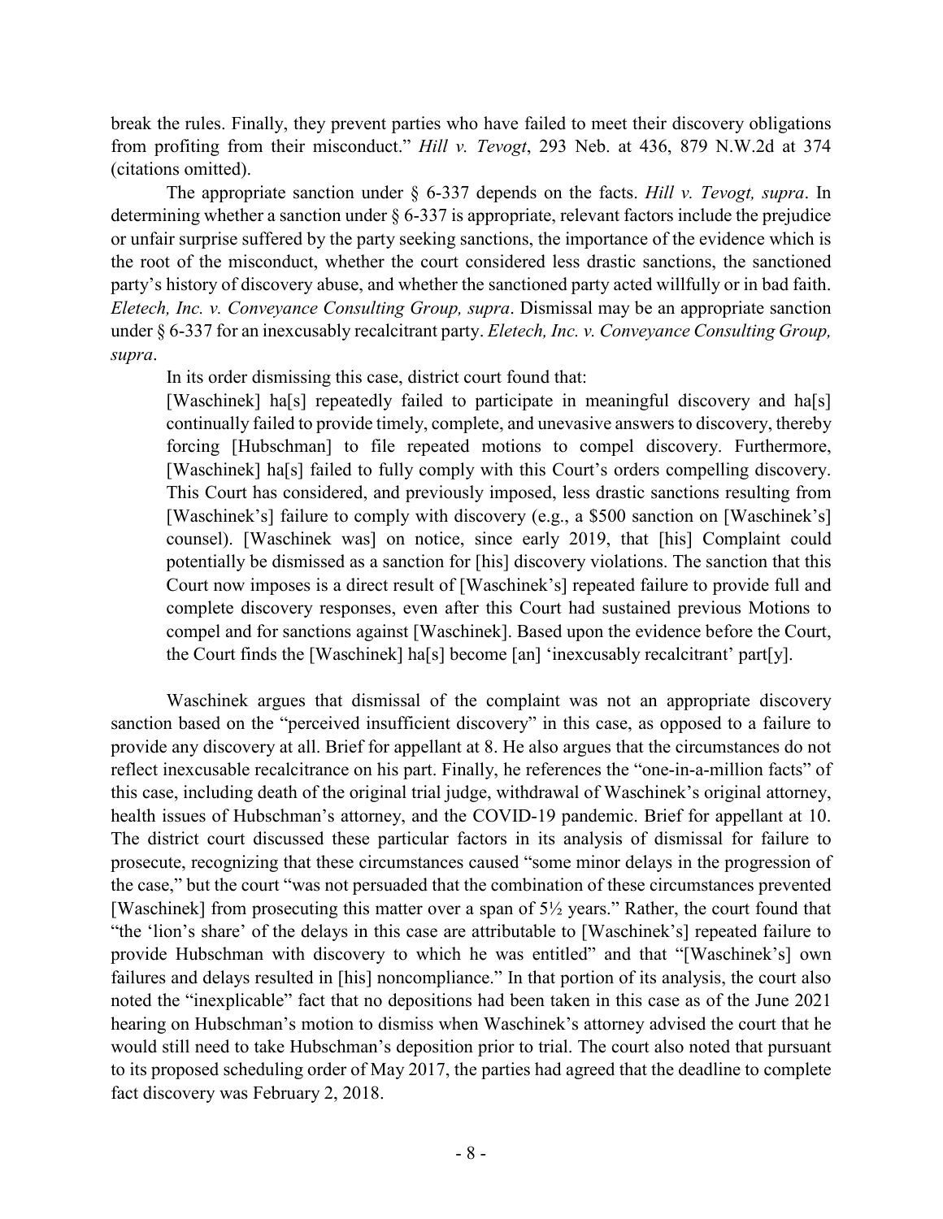break the rules. Finally, they prevent parties who have failed to meet their discovery obligations from profiting from their misconduct." *Hill v. Tevogt*, 293 Neb. at 436, 879 N.W.2d at 374 (citations omitted).

The appropriate sanction under § 6-337 depends on the facts. *Hill v. Tevogt, supra*. In determining whether a sanction under § 6-337 is appropriate, relevant factors include the prejudice or unfair surprise suffered by the party seeking sanctions, the importance of the evidence which is the root of the misconduct, whether the court considered less drastic sanctions, the sanctioned party's history of discovery abuse, and whether the sanctioned party acted willfully or in bad faith. *Eletech, Inc. v. Conveyance Consulting Group, supra*. Dismissal may be an appropriate sanction under § 6-337 for an inexcusably recalcitrant party. *Eletech, Inc. v. Conveyance Consulting Group, supra*.

In its order dismissing this case, district court found that:

> [Waschinek] ha[s] repeatedly failed to participate in meaningful discovery and ha[s] continually failed to provide timely, complete, and unevasive answers to discovery, thereby forcing [Hubschman] to file repeated motions to compel discovery. Furthermore, [Waschinek] ha[s] failed to fully comply with this Court's orders compelling discovery. This Court has considered, and previously imposed, less drastic sanctions resulting from [Waschinek's] failure to comply with discovery (e.g., a $500 sanction on [Waschinek's] counsel). [Waschinek was] on notice, since early 2019, that [his] Complaint could potentially be dismissed as a sanction for [his] discovery violations. The sanction that this Court now imposes is a direct result of [Waschinek's] repeated failure to provide full and complete discovery responses, even after this Court had sustained previous Motions to compel and for sanctions against [Waschinek]. Based upon the evidence before the Court, the Court finds the [Waschinek] ha[s] become [an] 'inexcusably recalcitrant' part[y].

Waschinek argues that dismissal of the complaint was not an appropriate discovery sanction based on the "perceived insufficient discovery" in this case, as opposed to a failure to provide any discovery at all. Brief for appellant at 8. He also argues that the circumstances do not reflect inexcusable recalcitrance on his part. Finally, he references the "one-in-a-million facts" of this case, including death of the original trial judge, withdrawal of Waschinek's original attorney, health issues of Hubschman's attorney, and the COVID-19 pandemic. Brief for appellant at 10. The district court discussed these particular factors in its analysis of dismissal for failure to prosecute, recognizing that these circumstances caused "some minor delays in the progression of the case," but the court "was not persuaded that the combination of these circumstances prevented [Waschinek] from prosecuting this matter over a span of 5½ years." Rather, the court found that "the 'lion's share' of the delays in this case are attributable to [Waschinek's] repeated failure to provide Hubschman with discovery to which he was entitled" and that "[Waschinek's] own failures and delays resulted in [his] noncompliance." In that portion of its analysis, the court also noted the "inexplicable" fact that no depositions had been taken in this case as of the June 2021 hearing on Hubschman's motion to dismiss when Waschinek's attorney advised the court that he would still need to take Hubschman's deposition prior to trial. The court also noted that pursuant to its proposed scheduling order of May 2017, the parties had agreed that the deadline to complete fact discovery was February 2, 2018.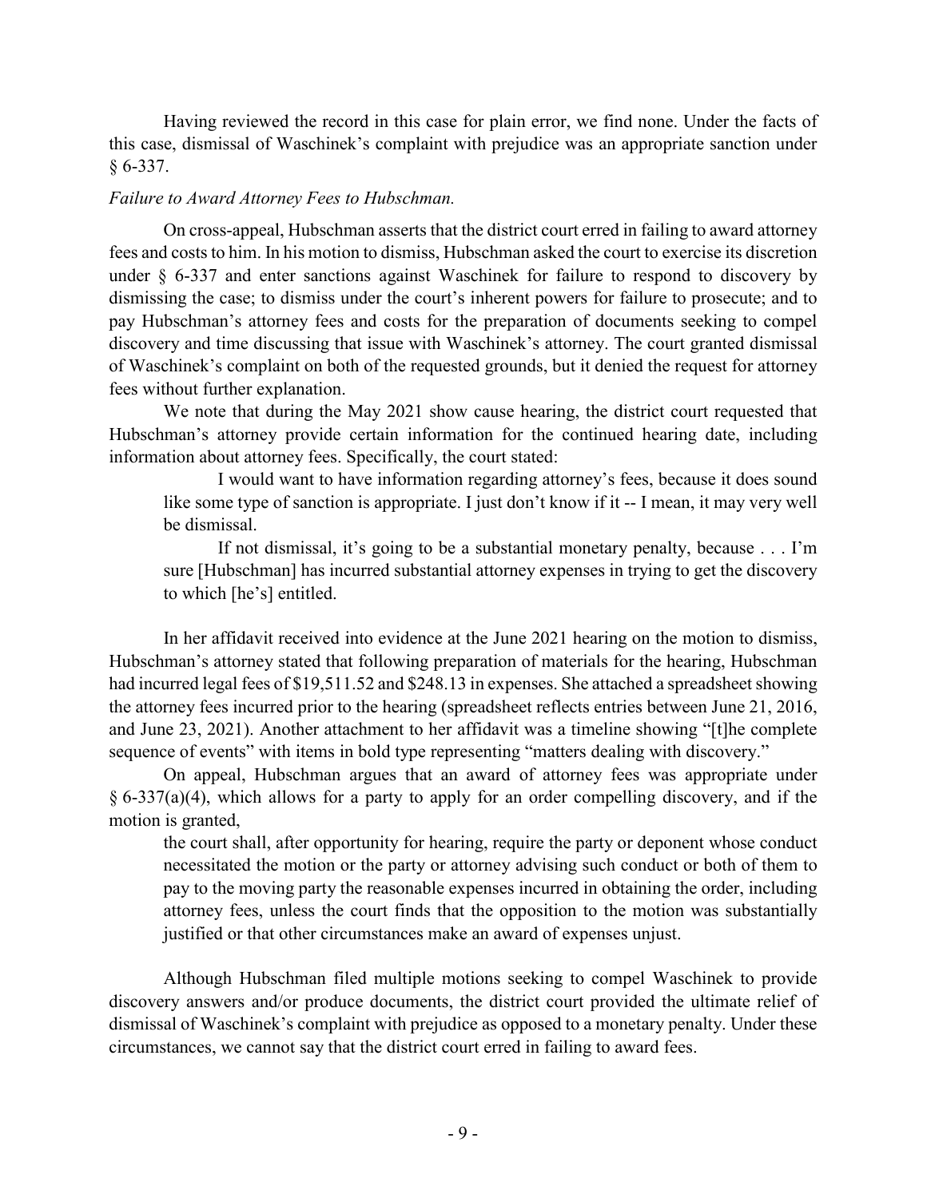Having reviewed the record in this case for plain error, we find none. Under the facts of this case, dismissal of Waschinek's complaint with prejudice was an appropriate sanction under § 6-337.

*Failure to Award Attorney Fees to Hubschman.*

On cross-appeal, Hubschman asserts that the district court erred in failing to award attorney fees and costs to him. In his motion to dismiss, Hubschman asked the court to exercise its discretion under § 6-337 and enter sanctions against Waschinek for failure to respond to discovery by dismissing the case; to dismiss under the court's inherent powers for failure to prosecute; and to pay Hubschman's attorney fees and costs for the preparation of documents seeking to compel discovery and time discussing that issue with Waschinek's attorney. The court granted dismissal of Waschinek's complaint on both of the requested grounds, but it denied the request for attorney fees without further explanation.

We note that during the May 2021 show cause hearing, the district court requested that Hubschman's attorney provide certain information for the continued hearing date, including information about attorney fees. Specifically, the court stated:

> I would want to have information regarding attorney's fees, because it does sound like some type of sanction is appropriate. I just don't know if it -- I mean, it may very well be dismissal.
>
> If not dismissal, it's going to be a substantial monetary penalty, because . . . I'm sure [Hubschman] has incurred substantial attorney expenses in trying to get the discovery to which [he's] entitled.

In her affidavit received into evidence at the June 2021 hearing on the motion to dismiss, Hubschman's attorney stated that following preparation of materials for the hearing, Hubschman had incurred legal fees of $19,511.52 and $248.13 in expenses. She attached a spreadsheet showing the attorney fees incurred prior to the hearing (spreadsheet reflects entries between June 21, 2016, and June 23, 2021). Another attachment to her affidavit was a timeline showing "[t]he complete sequence of events" with items in bold type representing "matters dealing with discovery."

On appeal, Hubschman argues that an award of attorney fees was appropriate under § 6-337(a)(4), which allows for a party to apply for an order compelling discovery, and if the motion is granted,

> the court shall, after opportunity for hearing, require the party or deponent whose conduct necessitated the motion or the party or attorney advising such conduct or both of them to pay to the moving party the reasonable expenses incurred in obtaining the order, including attorney fees, unless the court finds that the opposition to the motion was substantially justified or that other circumstances make an award of expenses unjust.

Although Hubschman filed multiple motions seeking to compel Waschinek to provide discovery answers and/or produce documents, the district court provided the ultimate relief of dismissal of Waschinek's complaint with prejudice as opposed to a monetary penalty. Under these circumstances, we cannot say that the district court erred in failing to award fees.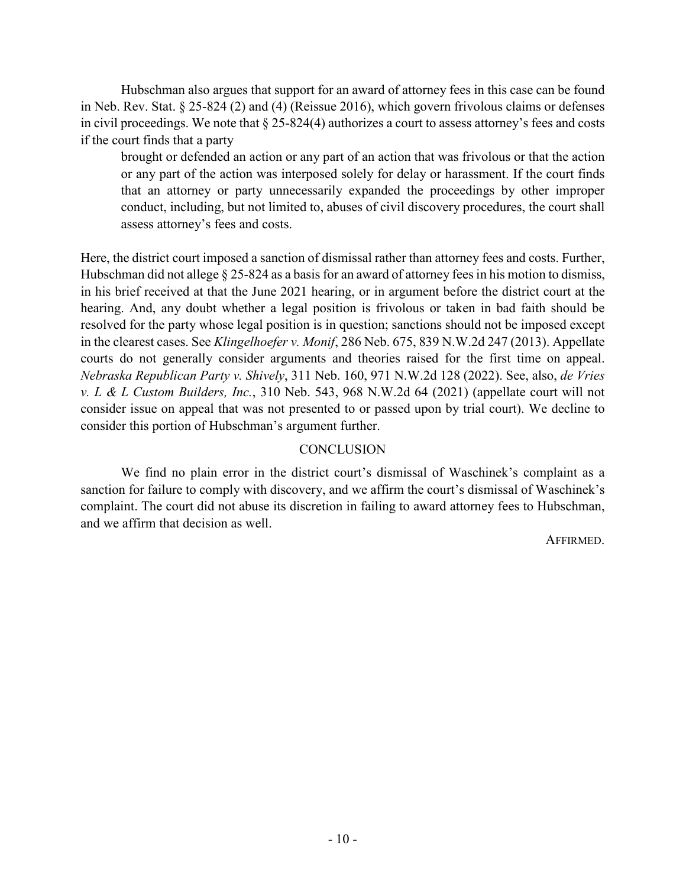Hubschman also argues that support for an award of attorney fees in this case can be found in Neb. Rev. Stat. § 25-824 (2) and (4) (Reissue 2016), which govern frivolous claims or defenses in civil proceedings. We note that § 25-824(4) authorizes a court to assess attorney's fees and costs if the court finds that a party

> brought or defended an action or any part of an action that was frivolous or that the action or any part of the action was interposed solely for delay or harassment. If the court finds that an attorney or party unnecessarily expanded the proceedings by other improper conduct, including, but not limited to, abuses of civil discovery procedures, the court shall assess attorney's fees and costs.

Here, the district court imposed a sanction of dismissal rather than attorney fees and costs. Further, Hubschman did not allege § 25-824 as a basis for an award of attorney fees in his motion to dismiss, in his brief received at that the June 2021 hearing, or in argument before the district court at the hearing. And, any doubt whether a legal position is frivolous or taken in bad faith should be resolved for the party whose legal position is in question; sanctions should not be imposed except in the clearest cases. See *Klingelhoefer v. Monif*, 286 Neb. 675, 839 N.W.2d 247 (2013). Appellate courts do not generally consider arguments and theories raised for the first time on appeal. *Nebraska Republican Party v. Shively*, 311 Neb. 160, 971 N.W.2d 128 (2022). See, also, *de Vries v. L & L Custom Builders, Inc.*, 310 Neb. 543, 968 N.W.2d 64 (2021) (appellate court will not consider issue on appeal that was not presented to or passed upon by trial court). We decline to consider this portion of Hubschman's argument further.

## CONCLUSION

We find no plain error in the district court's dismissal of Waschinek's complaint as a sanction for failure to comply with discovery, and we affirm the court's dismissal of Waschinek's complaint. The court did not abuse its discretion in failing to award attorney fees to Hubschman, and we affirm that decision as well.

AFFIRMED.